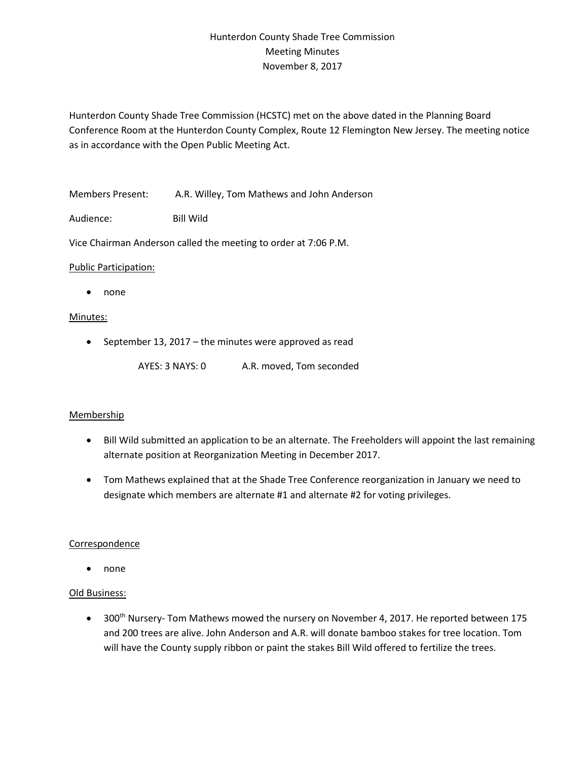# Hunterdon County Shade Tree Commission
## Meeting Minutes
## November 8, 2017

Hunterdon County Shade Tree Commission (HCSTC) met on the above dated in the Planning Board Conference Room at the Hunterdon County Complex, Route 12 Flemington New Jersey. The meeting notice as in accordance with the Open Public Meeting Act.

Members Present: A.R. Willey, Tom Mathews and John Anderson

Audience: Bill Wild

Vice Chairman Anderson called the meeting to order at 7:06 P.M.

<u>Public Participation:</u>

- none

<u>Minutes:</u>

- September 13, 2017 – the minutes were approved as read

  AYES: 3 NAYS: 0 A.R. moved, Tom seconded

<u>Membership</u>

- Bill Wild submitted an application to be an alternate. The Freeholders will appoint the last remaining alternate position at Reorganization Meeting in December 2017.
- Tom Mathews explained that at the Shade Tree Conference reorganization in January we need to designate which members are alternate #1 and alternate #2 for voting privileges.

<u>Correspondence</u>

- none

<u>Old Business:</u>

- 300th Nursery- Tom Mathews mowed the nursery on November 4, 2017. He reported between 175 and 200 trees are alive. John Anderson and A.R. will donate bamboo stakes for tree location. Tom will have the County supply ribbon or paint the stakes Bill Wild offered to fertilize the trees.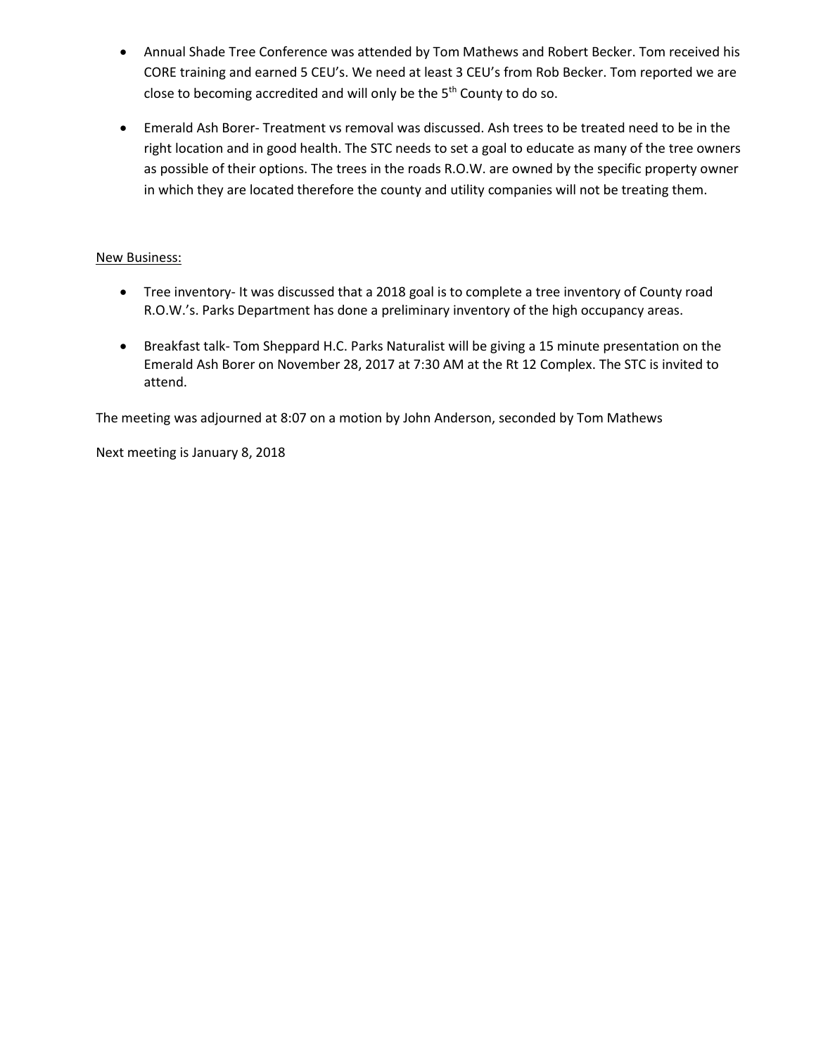- Annual Shade Tree Conference was attended by Tom Mathews and Robert Becker. Tom received his CORE training and earned 5 CEU's. We need at least 3 CEU's from Rob Becker. Tom reported we are close to becoming accredited and will only be the 5th County to do so.

- Emerald Ash Borer- Treatment vs removal was discussed. Ash trees to be treated need to be in the right location and in good health. The STC needs to set a goal to educate as many of the tree owners as possible of their options. The trees in the roads R.O.W. are owned by the specific property owner in which they are located therefore the county and utility companies will not be treating them.

<u>New Business:</u>

- Tree inventory- It was discussed that a 2018 goal is to complete a tree inventory of County road R.O.W.'s. Parks Department has done a preliminary inventory of the high occupancy areas.

- Breakfast talk- Tom Sheppard H.C. Parks Naturalist will be giving a 15 minute presentation on the Emerald Ash Borer on November 28, 2017 at 7:30 AM at the Rt 12 Complex. The STC is invited to attend.

The meeting was adjourned at 8:07 on a motion by John Anderson, seconded by Tom Mathews

Next meeting is January 8, 2018